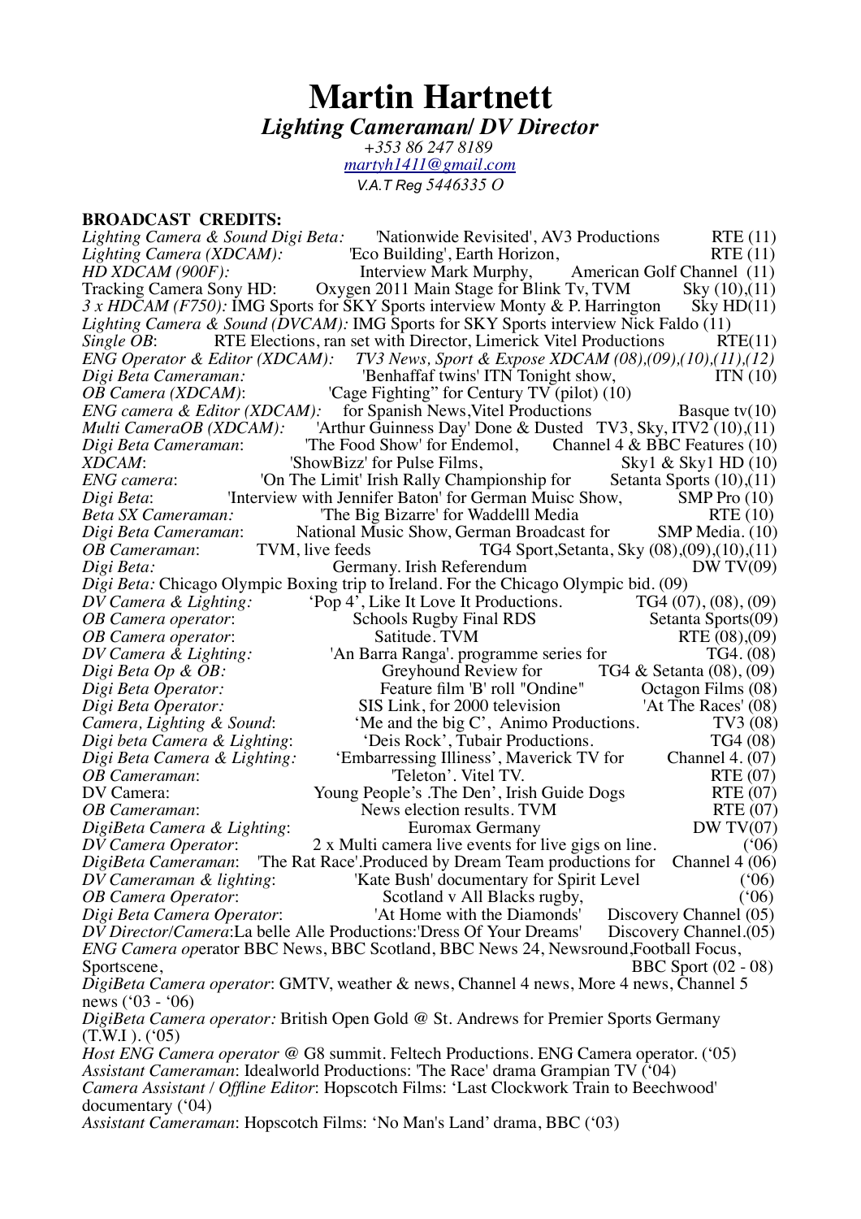# Martin Hartnett

***Lighting Cameraman/ DV Director***

*+353 86 247 8189*

*martyh1411@gmail.com*

*V.A.T Reg 5446335 O*

**BROADCAST CREDITS:**

*Lighting Camera & Sound Digi Beta:* 'Nationwide Revisited', AV3 Productions RTE (11)
*Lighting Camera (XDCAM):* 'Eco Building', Earth Horizon, RTE (11)
*HD XDCAM (900F):* Interview Mark Murphy, American Golf Channel (11)
Tracking Camera Sony HD: Oxygen 2011 Main Stage for Blink Tv, TVM Sky (10),(11)
*3 x HDCAM (F750):* IMG Sports for SKY Sports interview Monty & P. Harrington Sky HD(11)
*Lighting Camera & Sound (DVCAM):* IMG Sports for SKY Sports interview Nick Faldo (11)
*Single OB*: RTE Elections, ran set with Director, Limerick Vitel Productions RTE(11)
*ENG Operator & Editor (XDCAM): TV3 News, Sport & Expose XDCAM (08),(09),(10),(11),(12)*
*Digi Beta Cameraman:* 'Benhaffaf twins' ITN Tonight show, ITN (10)
*OB Camera (XDCAM)*: 'Cage Fighting" for Century TV (pilot) (10)
*ENG camera & Editor (XDCAM):* for Spanish News,Vitel Productions Basque tv(10)
*Multi CameraOB (XDCAM):* 'Arthur Guinness Day' Done & Dusted TV3, Sky, ITV2 (10),(11)
*Digi Beta Cameraman*: 'The Food Show' for Endemol, Channel 4 & BBC Features (10)
*XDCAM*: 'ShowBizz' for Pulse Films, Sky1 & Sky1 HD (10)
*ENG camera*: 'On The Limit' Irish Rally Championship for Setanta Sports (10),(11)
*Digi Beta*: 'Interview with Jennifer Baton' for German Muisc Show, SMP Pro (10)
*Beta SX Cameraman:* 'The Big Bizarre' for Waddelll Media RTE (10)
*Digi Beta Cameraman*: National Music Show, German Broadcast for SMP Media. (10)
*OB Cameraman*: TVM, live feeds TG4 Sport,Setanta, Sky (08),(09),(10),(11)
*Digi Beta:* Germany. Irish Referendum DW TV(09)
*Digi Beta:* Chicago Olympic Boxing trip to Ireland. For the Chicago Olympic bid. (09)
*DV Camera & Lighting:* 'Pop 4', Like It Love It Productions. TG4 (07), (08), (09)
*OB Camera operator*: Schools Rugby Final RDS Setanta Sports(09)
*OB Camera operator*: Satitude. TVM RTE (08),(09)
*DV Camera & Lighting:* 'An Barra Ranga'. programme series for TG4. (08)
*Digi Beta Op & OB:* Greyhound Review for TG4 & Setanta (08), (09)
*Digi Beta Operator:* Feature film 'B' roll "Ondine" Octagon Films (08)
*Digi Beta Operator:* SIS Link, for 2000 television 'At The Races' (08)
*Camera, Lighting & Sound*: 'Me and the big C', Animo Productions. TV3 (08)
*Digi beta Camera & Lighting*: 'Deis Rock', Tubair Productions. TG4 (08)
*Digi Beta Camera & Lighting:* 'Embarressing Illiness', Maverick TV for Channel 4. (07)
*OB Cameraman*: 'Teleton'. Vitel TV. RTE (07)
DV Camera: Young People's .The Den', Irish Guide Dogs RTE (07)
*OB Cameraman*: News election results. TVM RTE (07)
*DigiBeta Camera & Lighting*: Euromax Germany DW TV(07)
*DV Camera Operator*: 2 x Multi camera live events for live gigs on line. ('06)
*DigiBeta Cameraman*: 'The Rat Race'.Produced by Dream Team productions for Channel 4 (06)
*DV Cameraman & lighting*: 'Kate Bush' documentary for Spirit Level ('06)
*OB Camera Operator*: Scotland v All Blacks rugby, ('06)
*Digi Beta Camera Operator*: 'At Home with the Diamonds' Discovery Channel (05)
*DV Director/Camera*:La belle Alle Productions:'Dress Of Your Dreams' Discovery Channel.(05)
*ENG Camera op*erator BBC News, BBC Scotland, BBC News 24, Newsround,Football Focus, Sportscene, BBC Sport (02 - 08)
*DigiBeta Camera operator*: GMTV, weather & news, Channel 4 news, More 4 news, Channel 5 news ('03 - '06)
*DigiBeta Camera operator:* British Open Gold @ St. Andrews for Premier Sports Germany (T.W.I ). ('05)
*Host ENG Camera operator* @ G8 summit. Feltech Productions. ENG Camera operator. ('05)
*Assistant Cameraman*: Idealworld Productions: 'The Race' drama Grampian TV ('04)
*Camera Assistant / Offline Editor*: Hopscotch Films: 'Last Clockwork Train to Beechwood' documentary ('04)
*Assistant Cameraman*: Hopscotch Films: 'No Man's Land' drama, BBC ('03)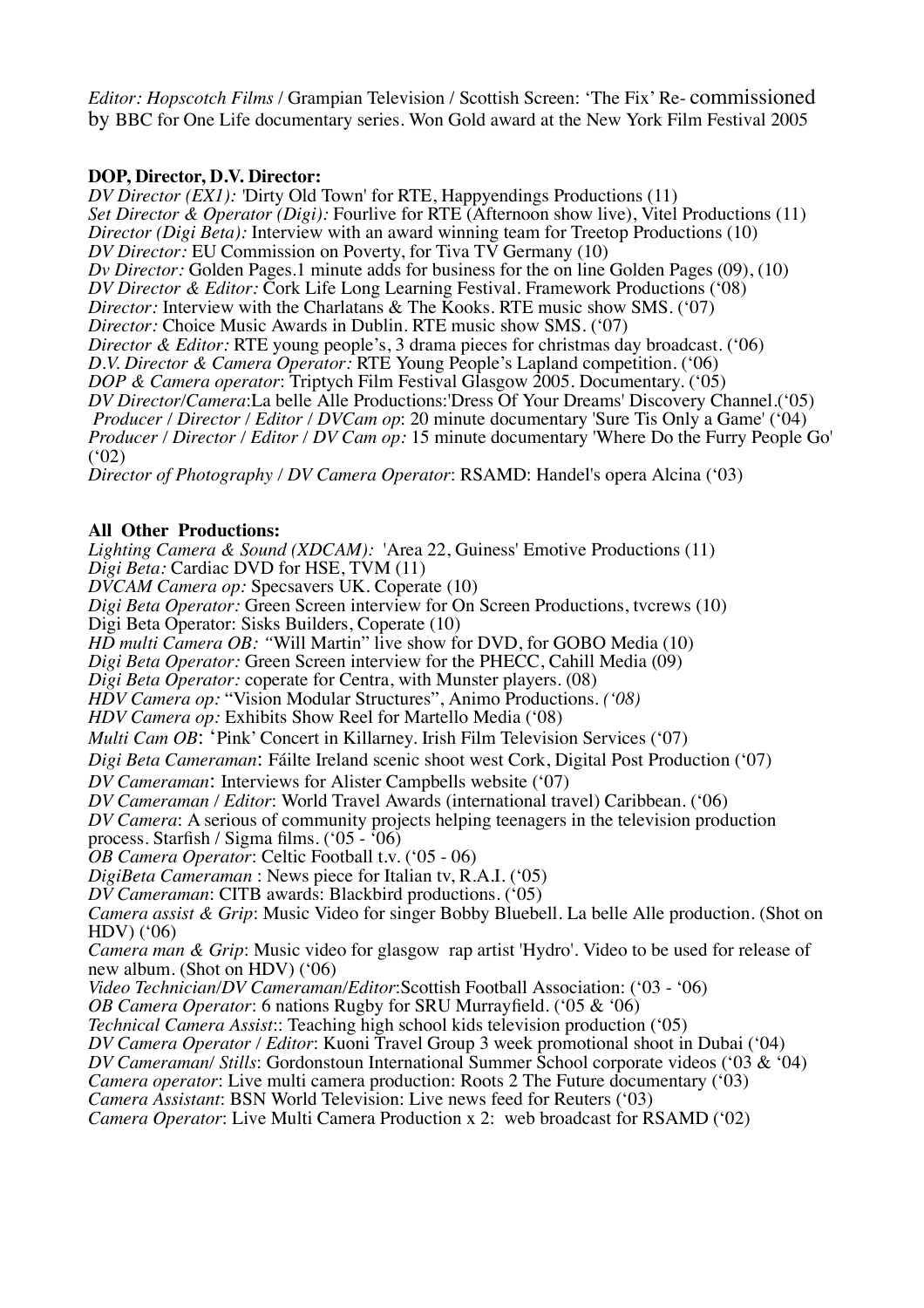*Editor: Hopscotch Films* / Grampian Television / Scottish Screen: 'The Fix' Re- commissioned by BBC for One Life documentary series. Won Gold award at the New York Film Festival 2005

**DOP, Director, D.V. Director:**

*DV Director (EX1):* 'Dirty Old Town' for RTE, Happyendings Productions (11)
*Set Director & Operator (Digi):* Fourlive for RTE (Afternoon show live), Vitel Productions (11)
*Director (Digi Beta):* Interview with an award winning team for Treetop Productions (10)
*DV Director:* EU Commission on Poverty, for Tiva TV Germany (10)
*Dv Director:* Golden Pages.1 minute adds for business for the on line Golden Pages (09), (10)
*DV Director & Editor:* Cork Life Long Learning Festival. Framework Productions ('08)
*Director:* Interview with the Charlatans & The Kooks. RTE music show SMS. ('07)
*Director:* Choice Music Awards in Dublin. RTE music show SMS. ('07)
*Director & Editor:* RTE young people's, 3 drama pieces for christmas day broadcast. ('06)
*D.V. Director & Camera Operator:* RTE Young People's Lapland competition. ('06)
*DOP & Camera operator*: Triptych Film Festival Glasgow 2005. Documentary. ('05)
*DV Director/Camera*:La belle Alle Productions:'Dress Of Your Dreams' Discovery Channel.('05)
*Producer / Director / Editor / DVCam op*: 20 minute documentary 'Sure Tis Only a Game' ('04)
*Producer / Director / Editor / DV Cam op:* 15 minute documentary 'Where Do the Furry People Go' ('02)
*Director of Photography / DV Camera Operator*: RSAMD: Handel's opera Alcina ('03)

**All Other Productions:**

*Lighting Camera & Sound (XDCAM):* 'Area 22, Guiness' Emotive Productions (11)
*Digi Beta:* Cardiac DVD for HSE, TVM (11)
*DVCAM Camera op:* Specsavers UK. Coperate (10)
*Digi Beta Operator:* Green Screen interview for On Screen Productions, tvcrews (10)
Digi Beta Operator: Sisks Builders, Coperate (10)
*HD multi Camera OB:* "Will Martin" live show for DVD, for GOBO Media (10)
*Digi Beta Operator:* Green Screen interview for the PHECC, Cahill Media (09)
*Digi Beta Operator:* coperate for Centra, with Munster players. (08)
*HDV Camera op:* "Vision Modular Structures", Animo Productions. *('08)*
*HDV Camera op:* Exhibits Show Reel for Martello Media ('08)
*Multi Cam OB*: 'Pink' Concert in Killarney. Irish Film Television Services ('07)
*Digi Beta Cameraman*: Fáilte Ireland scenic shoot west Cork, Digital Post Production ('07)
*DV Cameraman*: Interviews for Alister Campbells website ('07)
*DV Cameraman / Editor*: World Travel Awards (international travel) Caribbean. ('06)
*DV Camera*: A serious of community projects helping teenagers in the television production process. Starfish / Sigma films. ('05 - '06)
*OB Camera Operator*: Celtic Football t.v. ('05 - 06)
*DigiBeta Cameraman* : News piece for Italian tv, R.A.I. ('05)
*DV Cameraman*: CITB awards: Blackbird productions. ('05)
*Camera assist & Grip*: Music Video for singer Bobby Bluebell. La belle Alle production. (Shot on HDV) ('06)
*Camera man & Grip*: Music video for glasgow rap artist 'Hydro'. Video to be used for release of new album. (Shot on HDV) ('06)
*Video Technician/DV Cameraman/Editor*:Scottish Football Association: ('03 - '06)
*OB Camera Operator*: 6 nations Rugby for SRU Murrayfield. ('05 & '06)
*Technical Camera Assist*:: Teaching high school kids television production ('05)
*DV Camera Operator / Editor*: Kuoni Travel Group 3 week promotional shoot in Dubai ('04)
*DV Cameraman/ Stills*: Gordonstoun International Summer School corporate videos ('03 & '04)
*Camera operator*: Live multi camera production: Roots 2 The Future documentary ('03)
*Camera Assistant*: BSN World Television: Live news feed for Reuters ('03)
*Camera Operator*: Live Multi Camera Production x 2: web broadcast for RSAMD ('02)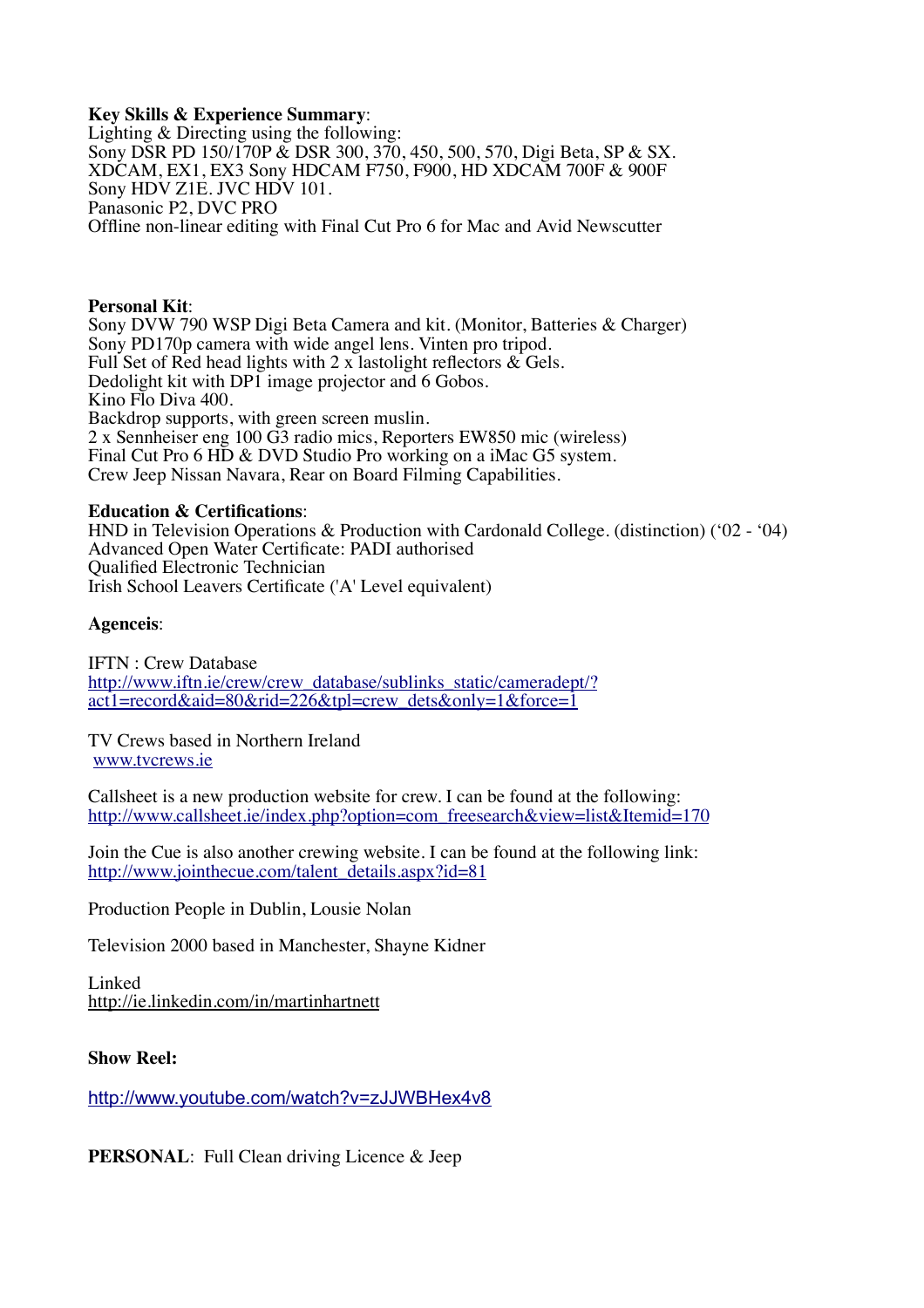**Key Skills & Experience Summary**:
Lighting & Directing using the following:
Sony DSR PD 150/170P & DSR 300, 370, 450, 500, 570, Digi Beta, SP & SX.
XDCAM, EX1, EX3 Sony HDCAM F750, F900, HD XDCAM 700F & 900F
Sony HDV Z1E. JVC HDV 101.
Panasonic P2, DVC PRO
Offline non-linear editing with Final Cut Pro 6 for Mac and Avid Newscutter

**Personal Kit**:
Sony DVW 790 WSP Digi Beta Camera and kit. (Monitor, Batteries & Charger)
Sony PD170p camera with wide angel lens. Vinten pro tripod.
Full Set of Red head lights with 2 x lastolight reflectors & Gels.
Dedolight kit with DP1 image projector and 6 Gobos.
Kino Flo Diva 400.
Backdrop supports, with green screen muslin.
2 x Sennheiser eng 100 G3 radio mics, Reporters EW850 mic (wireless)
Final Cut Pro 6 HD & DVD Studio Pro working on a iMac G5 system.
Crew Jeep Nissan Navara, Rear on Board Filming Capabilities.

**Education & Certifications**:
HND in Television Operations & Production with Cardonald College. (distinction) ('02 - '04)
Advanced Open Water Certificate: PADI authorised
Qualified Electronic Technician
Irish School Leavers Certificate ('A' Level equivalent)

**Agenceis**:

IFTN : Crew Database
http://www.iftn.ie/crew/crew_database/sublinks_static/cameradept/?act1=record&aid=80&rid=226&tpl=crew_dets&only=1&force=1

TV Crews based in Northern Ireland
www.tvcrews.ie

Callsheet is a new production website for crew. I can be found at the following:
http://www.callsheet.ie/index.php?option=com_freesearch&view=list&Itemid=170

Join the Cue is also another crewing website. I can be found at the following link:
http://www.jointhecue.com/talent_details.aspx?id=81

Production People in Dublin, Lousie Nolan

Television 2000 based in Manchester, Shayne Kidner

Linked
http://ie.linkedin.com/in/martinhartnett

**Show Reel:**

http://www.youtube.com/watch?v=zJJWBHex4v8

**PERSONAL**: Full Clean driving Licence & Jeep